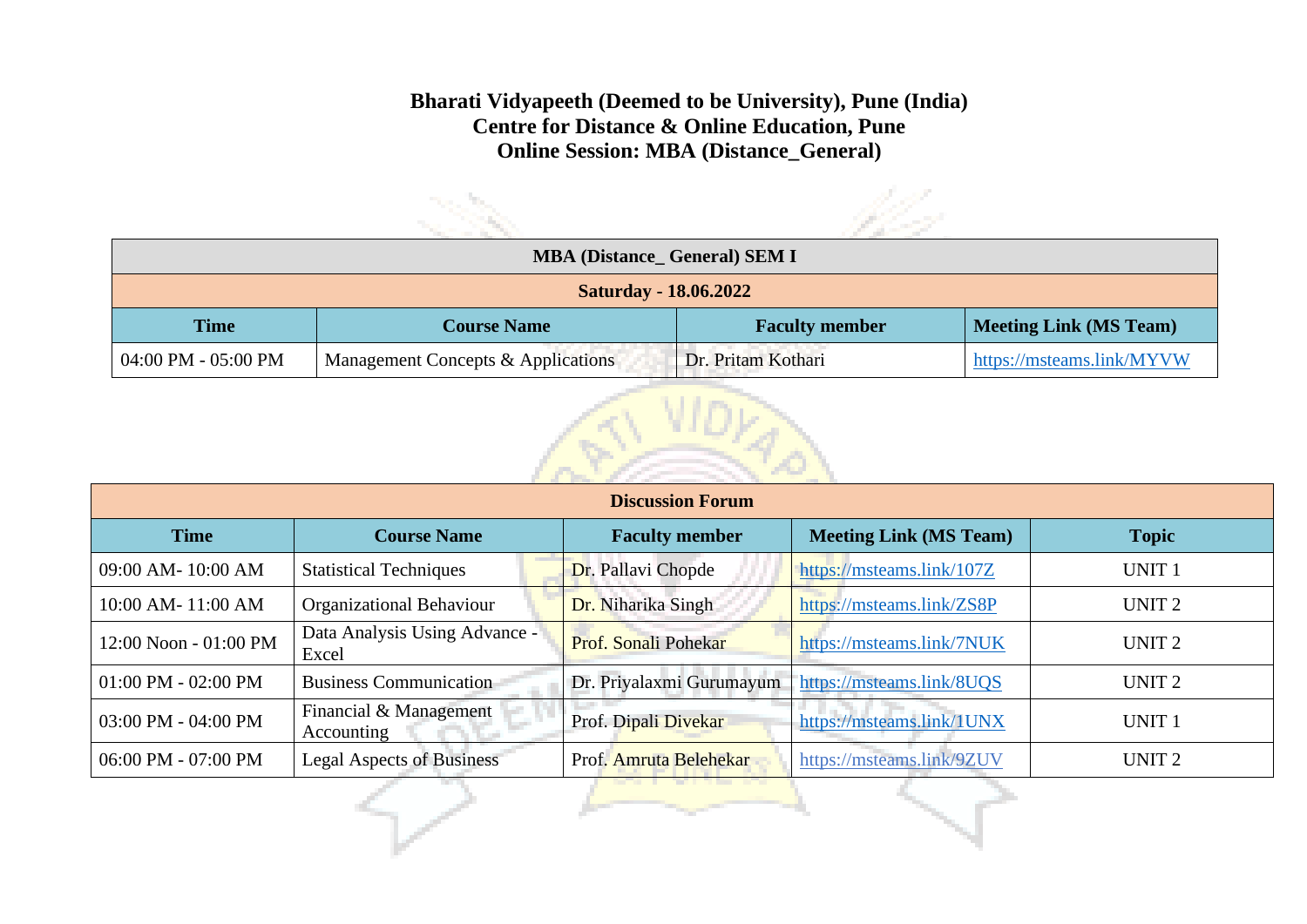**Bharati Vidyapeeth (Deemed to be University), Pune (India)**
**Centre for Distance & Online Education, Pune**
**Online Session: MBA (Distance_General)**

| MBA (Distance_ General) SEM I | | | |
|---|---|---|---|
| **Saturday - 18.06.2022** | | | |
| **Time** | **Course Name** | **Faculty member** | **Meeting Link (MS Team)** |
| 04:00 PM - 05:00 PM | Management Concepts & Applications | Dr. Pritam Kothari | https://msteams.link/MYVW |

| Discussion Forum | | | | |
|---|---|---|---|---|
| **Time** | **Course Name** | **Faculty member** | **Meeting Link (MS Team)** | **Topic** |
| 09:00 AM- 10:00 AM | Statistical Techniques | Dr. Pallavi Chopde | https://msteams.link/107Z | UNIT 1 |
| 10:00 AM- 11:00 AM | Organizational Behaviour | Dr. Niharika Singh | https://msteams.link/ZS8P | UNIT 2 |
| 12:00 Noon - 01:00 PM | Data Analysis Using Advance - Excel | Prof. Sonali Pohekar | https://msteams.link/7NUK | UNIT 2 |
| 01:00 PM - 02:00 PM | Business Communication | Dr. Priyalaxmi Gurumayum | https://msteams.link/8UQS | UNIT 2 |
| 03:00 PM - 04:00 PM | Financial & Management Accounting | Prof. Dipali Divekar | https://msteams.link/1UNX | UNIT 1 |
| 06:00 PM - 07:00 PM | Legal Aspects of Business | Prof. Amruta Belehekar | https://msteams.link/9ZUV | UNIT 2 |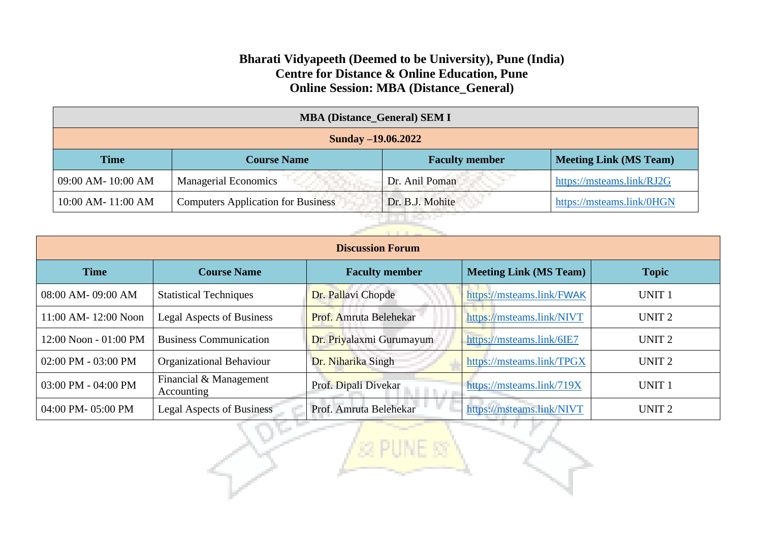**Bharati Vidyapeeth (Deemed to be University), Pune (India)**
**Centre for Distance & Online Education, Pune**
**Online Session: MBA (Distance_General)**

| MBA (Distance_General) SEM I | | | |
|---|---|---|---|
| **Sunday –19.06.2022** | | | |
| **Time** | **Course Name** | **Faculty member** | **Meeting Link (MS Team)** |
| 09:00 AM- 10:00 AM | Managerial Economics | Dr. Anil Poman | https://msteams.link/RJ2G |
| 10:00 AM- 11:00 AM | Computers Application for Business | Dr. B.J. Mohite | https://msteams.link/0HGN |

| Discussion Forum | | | | |
|---|---|---|---|---|
| **Time** | **Course Name** | **Faculty member** | **Meeting Link (MS Team)** | **Topic** |
| 08:00 AM- 09:00 AM | Statistical Techniques | Dr. Pallavi Chopde | https://msteams.link/FWAK | UNIT 1 |
| 11:00 AM- 12:00 Noon | Legal Aspects of Business | Prof. Amruta Belehekar | https://msteams.link/NIVT | UNIT 2 |
| 12:00 Noon - 01:00 PM | Business Communication | Dr. Priyalaxmi Gurumayum | https://msteams.link/6IE7 | UNIT 2 |
| 02:00 PM - 03:00 PM | Organizational Behaviour | Dr. Niharika Singh | https://msteams.link/TPGX | UNIT 2 |
| 03:00 PM - 04:00 PM | Financial & Management Accounting | Prof. Dipali Divekar | https://msteams.link/719X | UNIT 1 |
| 04:00 PM- 05:00 PM | Legal Aspects of Business | Prof. Amruta Belehekar | https://msteams.link/NIVT | UNIT 2 |